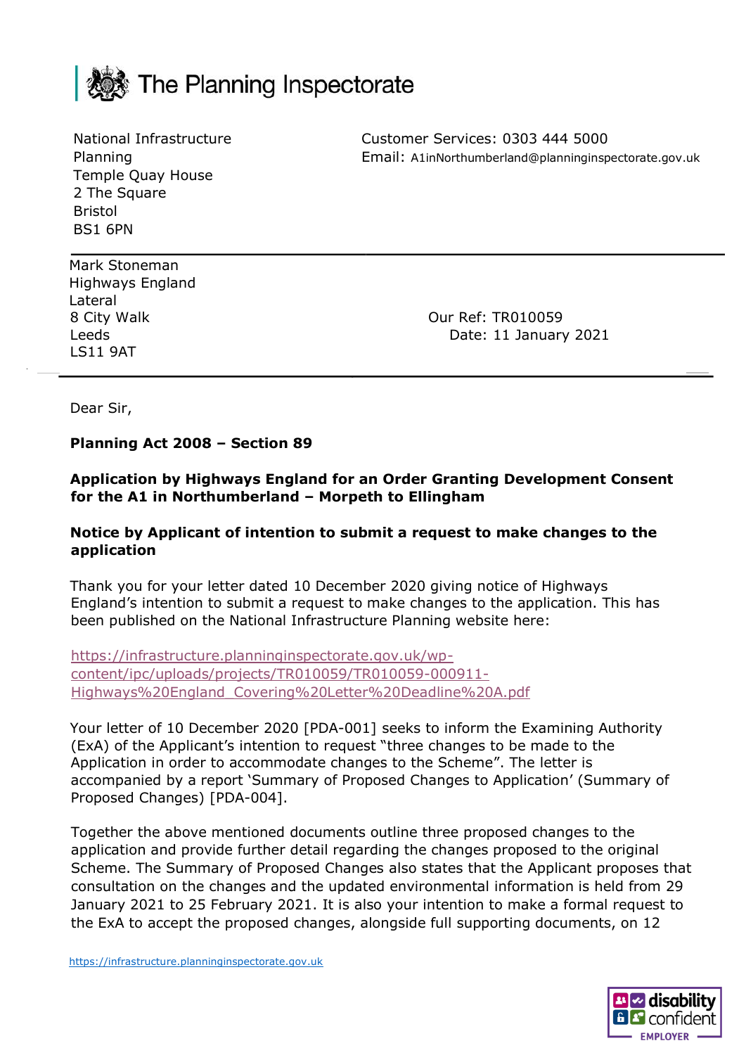The Planning Inspectorate

National Infrastructure Planning
Temple Quay House
2 The Square
Bristol
BS1 6PN

Customer Services: 0303 444 5000
Email: A1inNorthumberland@planninginspectorate.gov.uk

Mark Stoneman
Highways England
Lateral
8 City Walk
Leeds
LS11 9AT

Our Ref: TR010059
Date: 11 January 2021

Dear Sir,

**Planning Act 2008 – Section 89**

**Application by Highways England for an Order Granting Development Consent for the A1 in Northumberland – Morpeth to Ellingham**

**Notice by Applicant of intention to submit a request to make changes to the application**

Thank you for your letter dated 10 December 2020 giving notice of Highways England's intention to submit a request to make changes to the application. This has been published on the National Infrastructure Planning website here:

https://infrastructure.planninginspectorate.gov.uk/wp-content/ipc/uploads/projects/TR010059/TR010059-000911-Highways%20England_Covering%20Letter%20Deadline%20A.pdf

Your letter of 10 December 2020 [PDA-001] seeks to inform the Examining Authority (ExA) of the Applicant's intention to request "three changes to be made to the Application in order to accommodate changes to the Scheme". The letter is accompanied by a report 'Summary of Proposed Changes to Application' (Summary of Proposed Changes) [PDA-004].

Together the above mentioned documents outline three proposed changes to the application and provide further detail regarding the changes proposed to the original Scheme. The Summary of Proposed Changes also states that the Applicant proposes that consultation on the changes and the updated environmental information is held from 29 January 2021 to 25 February 2021. It is also your intention to make a formal request to the ExA to accept the proposed changes, alongside full supporting documents, on 12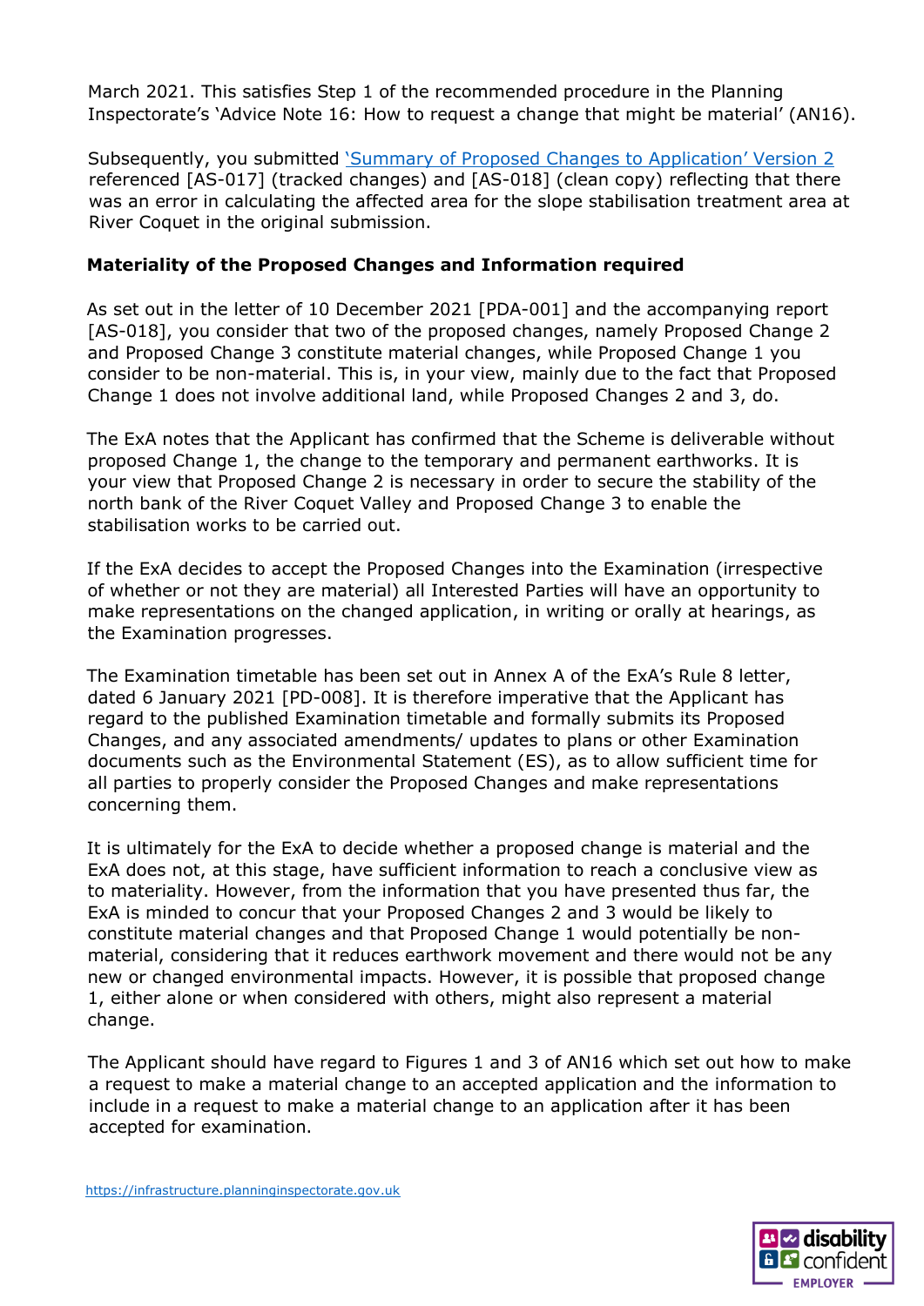March 2021. This satisfies Step 1 of the recommended procedure in the Planning Inspectorate's 'Advice Note 16: How to request a change that might be material' (AN16).

Subsequently, you submitted 'Summary of Proposed Changes to Application' Version 2 referenced [AS-017] (tracked changes) and [AS-018] (clean copy) reflecting that there was an error in calculating the affected area for the slope stabilisation treatment area at River Coquet in the original submission.

**Materiality of the Proposed Changes and Information required**

As set out in the letter of 10 December 2021 [PDA-001] and the accompanying report [AS-018], you consider that two of the proposed changes, namely Proposed Change 2 and Proposed Change 3 constitute material changes, while Proposed Change 1 you consider to be non-material. This is, in your view, mainly due to the fact that Proposed Change 1 does not involve additional land, while Proposed Changes 2 and 3, do.

The ExA notes that the Applicant has confirmed that the Scheme is deliverable without proposed Change 1, the change to the temporary and permanent earthworks. It is your view that Proposed Change 2 is necessary in order to secure the stability of the north bank of the River Coquet Valley and Proposed Change 3 to enable the stabilisation works to be carried out.

If the ExA decides to accept the Proposed Changes into the Examination (irrespective of whether or not they are material) all Interested Parties will have an opportunity to make representations on the changed application, in writing or orally at hearings, as the Examination progresses.

The Examination timetable has been set out in Annex A of the ExA's Rule 8 letter, dated 6 January 2021 [PD-008]. It is therefore imperative that the Applicant has regard to the published Examination timetable and formally submits its Proposed Changes, and any associated amendments/ updates to plans or other Examination documents such as the Environmental Statement (ES), as to allow sufficient time for all parties to properly consider the Proposed Changes and make representations concerning them.

It is ultimately for the ExA to decide whether a proposed change is material and the ExA does not, at this stage, have sufficient information to reach a conclusive view as to materiality. However, from the information that you have presented thus far, the ExA is minded to concur that your Proposed Changes 2 and 3 would be likely to constitute material changes and that Proposed Change 1 would potentially be non-material, considering that it reduces earthwork movement and there would not be any new or changed environmental impacts. However, it is possible that proposed change 1, either alone or when considered with others, might also represent a material change.

The Applicant should have regard to Figures 1 and 3 of AN16 which set out how to make a request to make a material change to an accepted application and the information to include in a request to make a material change to an application after it has been accepted for examination.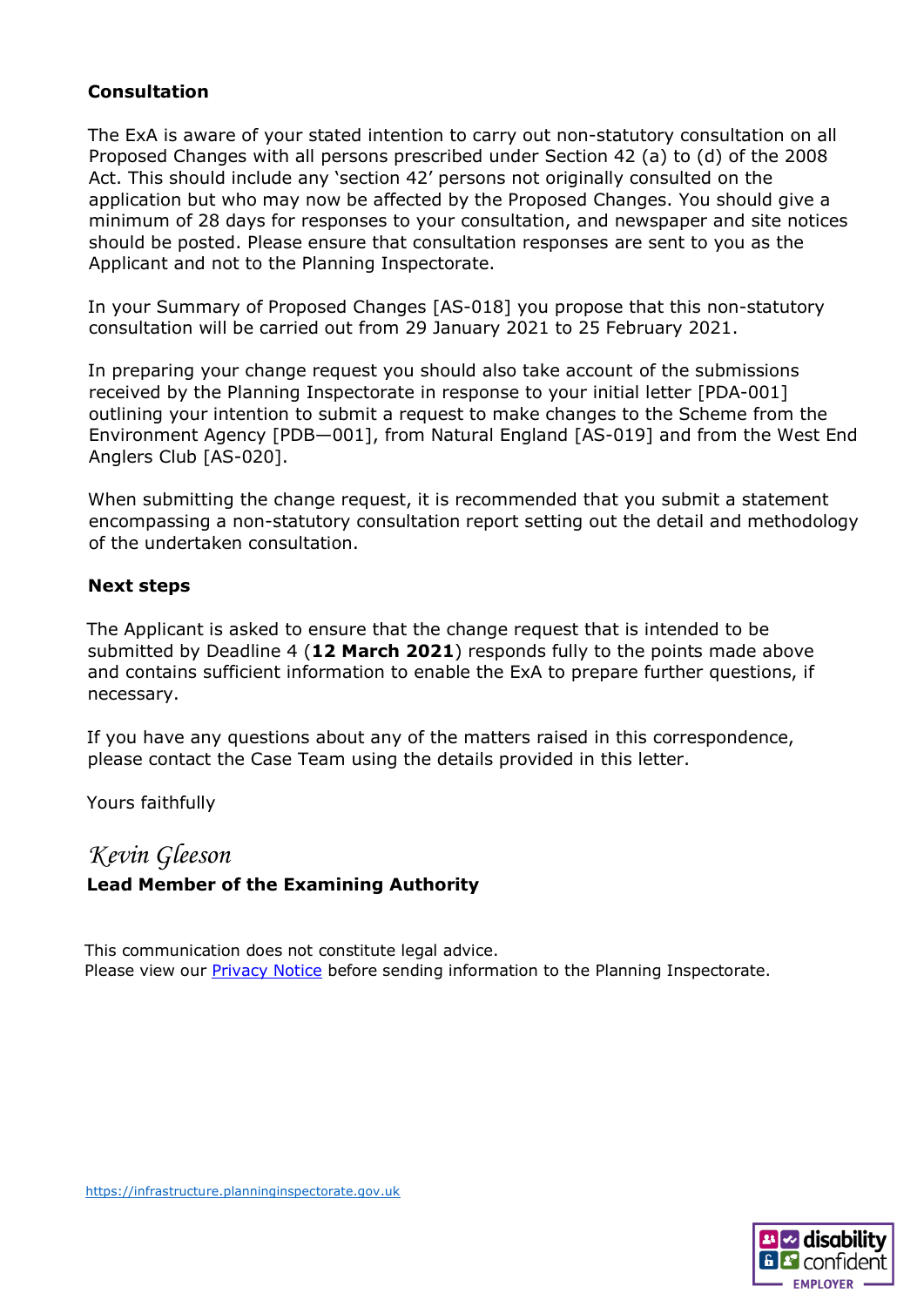**Consultation**

The ExA is aware of your stated intention to carry out non-statutory consultation on all Proposed Changes with all persons prescribed under Section 42 (a) to (d) of the 2008 Act. This should include any 'section 42' persons not originally consulted on the application but who may now be affected by the Proposed Changes. You should give a minimum of 28 days for responses to your consultation, and newspaper and site notices should be posted. Please ensure that consultation responses are sent to you as the Applicant and not to the Planning Inspectorate.

In your Summary of Proposed Changes [AS-018] you propose that this non-statutory consultation will be carried out from 29 January 2021 to 25 February 2021.

In preparing your change request you should also take account of the submissions received by the Planning Inspectorate in response to your initial letter [PDA-001] outlining your intention to submit a request to make changes to the Scheme from the Environment Agency [PDB—001], from Natural England [AS-019] and from the West End Anglers Club [AS-020].

When submitting the change request, it is recommended that you submit a statement encompassing a non-statutory consultation report setting out the detail and methodology of the undertaken consultation.

**Next steps**

The Applicant is asked to ensure that the change request that is intended to be submitted by Deadline 4 (**12 March 2021**) responds fully to the points made above and contains sufficient information to enable the ExA to prepare further questions, if necessary.

If you have any questions about any of the matters raised in this correspondence, please contact the Case Team using the details provided in this letter.

Yours faithfully

*Kevin Gleeson*

**Lead Member of the Examining Authority**

This communication does not constitute legal advice.
Please view our Privacy Notice before sending information to the Planning Inspectorate.

https://infrastructure.planninginspectorate.gov.uk